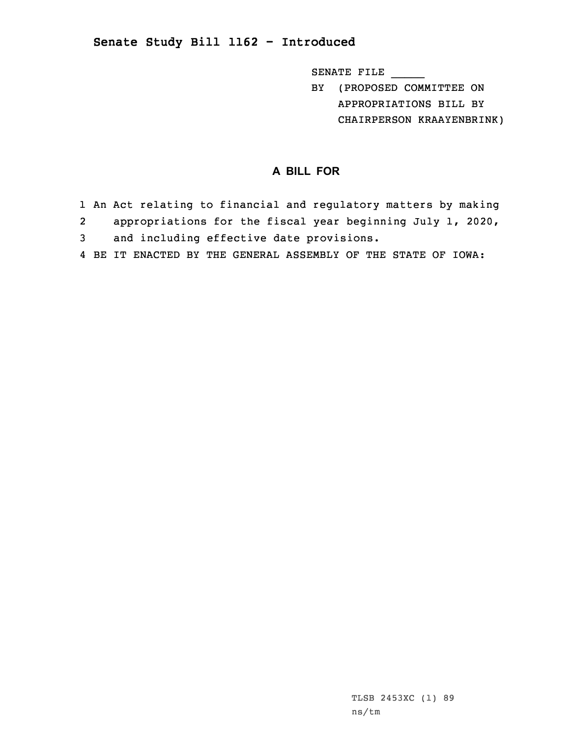## Senate Study Bill 1162 - Introduced

SENATE FILE _____

BY (PROPOSED COMMITTEE ON APPROPRIATIONS BILL BY CHAIRPERSON KRAAYENBRINK)

# A BILL FOR

1 An Act relating to financial and regulatory matters by making
2 appropriations for the fiscal year beginning July 1, 2020,
3 and including effective date provisions.
4 BE IT ENACTED BY THE GENERAL ASSEMBLY OF THE STATE OF IOWA:

TLSB 2453XC (1) 89
ns/tm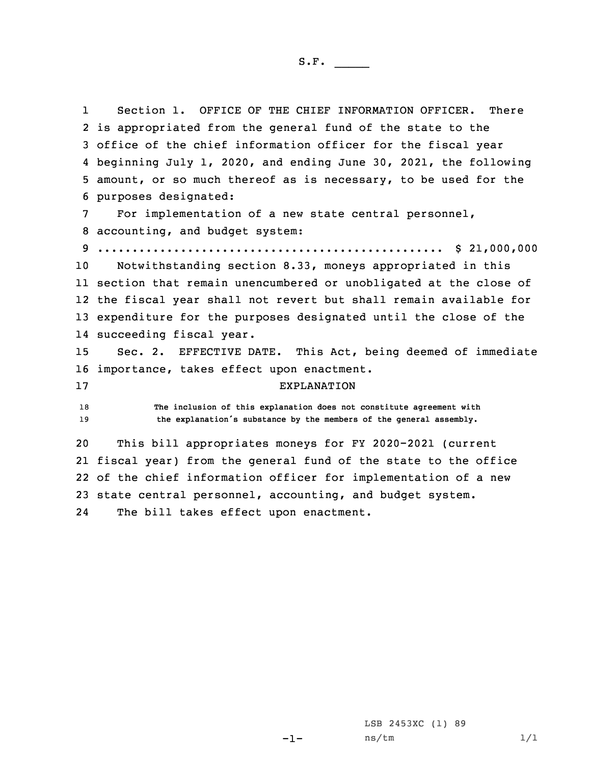S.F. _____

Section 1. OFFICE OF THE CHIEF INFORMATION OFFICER. There is appropriated from the general fund of the state to the office of the chief information officer for the fiscal year beginning July 1, 2020, and ending June 30, 2021, the following amount, or so much thereof as is necessary, to be used for the purposes designated:

For implementation of a new state central personnel, accounting, and budget system:

.................................................. $ 21,000,000

Notwithstanding section 8.33, moneys appropriated in this section that remain unencumbered or unobligated at the close of the fiscal year shall not revert but shall remain available for expenditure for the purposes designated until the close of the succeeding fiscal year.

Sec. 2. EFFECTIVE DATE. This Act, being deemed of immediate importance, takes effect upon enactment.

EXPLANATION

The inclusion of this explanation does not constitute agreement with the explanation's substance by the members of the general assembly.

This bill appropriates moneys for FY 2020-2021 (current fiscal year) from the general fund of the state to the office of the chief information officer for implementation of a new state central personnel, accounting, and budget system.

The bill takes effect upon enactment.

LSB 2453XC (1) 89
ns/tm